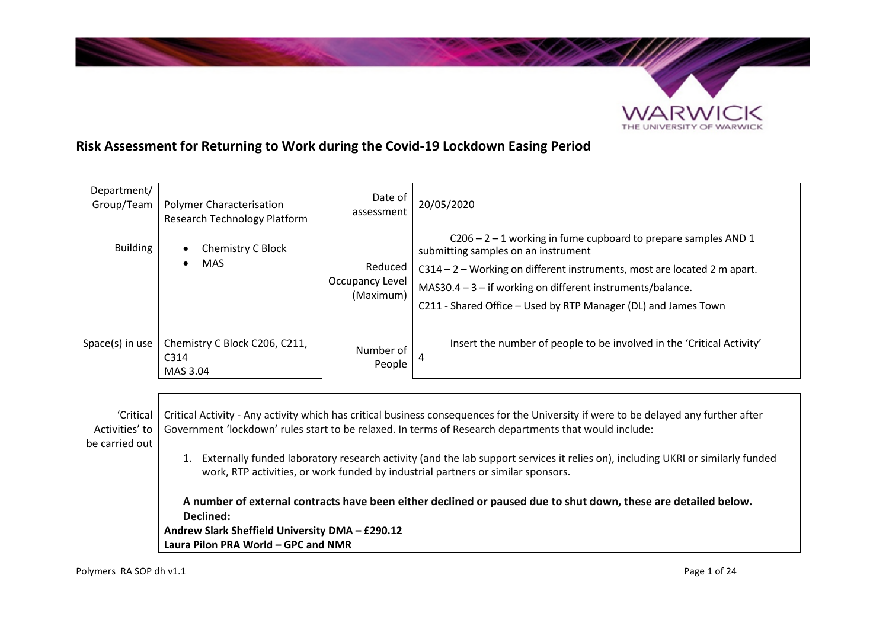# Risk Assessment for Returning to Work during the Covid-19 Lockdown Easing Period

| Department/ Group/Team | Polymer Characterisation Research Technology Platform | Date of assessment | 20/05/2020 |
|---|---|---|---|
| Building | • Chemistry C Block<br>• MAS | Reduced Occupancy Level (Maximum) | C206 – 2 – 1 working in fume cupboard to prepare samples AND 1 submitting samples on an instrument<br>C314 – 2 – Working on different instruments, most are located 2 m apart.<br>MAS30.4 – 3 – if working on different instruments/balance.<br>C211 - Shared Office – Used by RTP Manager (DL) and James Town |
| Space(s) in use | Chemistry C Block C206, C211, C314<br>MAS 3.04 | Number of People | Insert the number of people to be involved in the 'Critical Activity'<br>4 |

| 'Critical Activities' to be carried out | Critical Activity - Any activity which has critical business consequences for the University if were to be delayed any further after Government 'lockdown' rules start to be relaxed. In terms of Research departments that would include:<br><br>1. Externally funded laboratory research activity (and the lab support services it relies on), including UKRI or similarly funded work, RTP activities, or work funded by industrial partners or similar sponsors.<br><br>**A number of external contracts have been either declined or paused due to shut down, these are detailed below.**<br>**Declined:**<br>**Andrew Slark Sheffield University DMA – £290.12**<br>**Laura Pilon PRA World – GPC and NMR** |
|---|---|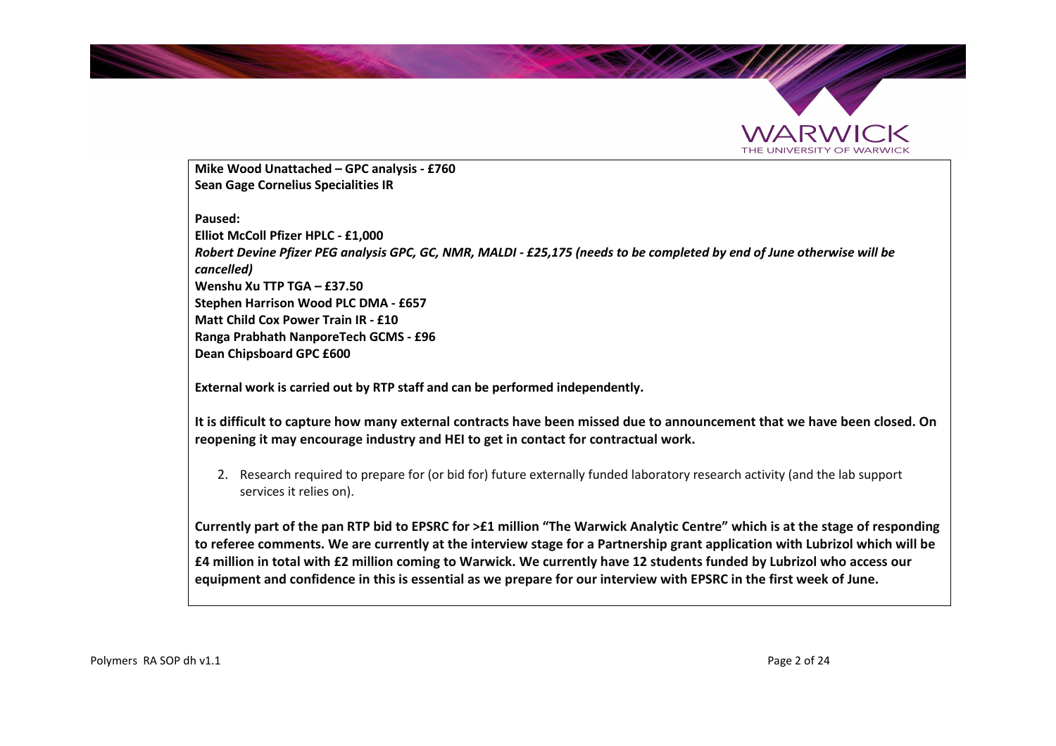**Mike Wood Unattached – GPC analysis - £760**
**Sean Gage Cornelius Specialities IR**

**Paused:**
**Elliot McColl Pfizer HPLC - £1,000**
***Robert Devine Pfizer PEG analysis GPC, GC, NMR, MALDI - £25,175 (needs to be completed by end of June otherwise will be cancelled)***
**Wenshu Xu TTP TGA – £37.50**
**Stephen Harrison Wood PLC DMA - £657**
**Matt Child Cox Power Train IR - £10**
**Ranga Prabhath NanporeTech GCMS - £96**
**Dean Chipsboard GPC £600**

**External work is carried out by RTP staff and can be performed independently.**

**It is difficult to capture how many external contracts have been missed due to announcement that we have been closed. On reopening it may encourage industry and HEI to get in contact for contractual work.**

2. Research required to prepare for (or bid for) future externally funded laboratory research activity (and the lab support services it relies on).

**Currently part of the pan RTP bid to EPSRC for >£1 million "The Warwick Analytic Centre" which is at the stage of responding to referee comments. We are currently at the interview stage for a Partnership grant application with Lubrizol which will be £4 million in total with £2 million coming to Warwick. We currently have 12 students funded by Lubrizol who access our equipment and confidence in this is essential as we prepare for our interview with EPSRC in the first week of June.**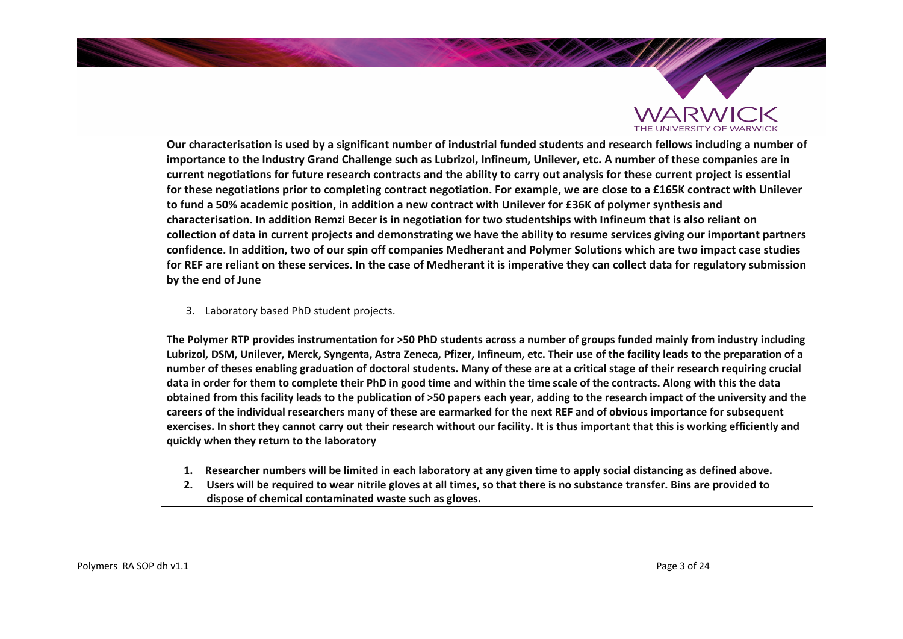**Our characterisation is used by a significant number of industrial funded students and research fellows including a number of importance to the Industry Grand Challenge such as Lubrizol, Infineum, Unilever, etc. A number of these companies are in current negotiations for future research contracts and the ability to carry out analysis for these current project is essential for these negotiations prior to completing contract negotiation. For example, we are close to a £165K contract with Unilever to fund a 50% academic position, in addition a new contract with Unilever for £36K of polymer synthesis and characterisation. In addition Remzi Becer is in negotiation for two studentships with Infineum that is also reliant on collection of data in current projects and demonstrating we have the ability to resume services giving our important partners confidence. In addition, two of our spin off companies Medherant and Polymer Solutions which are two impact case studies for REF are reliant on these services. In the case of Medherant it is imperative they can collect data for regulatory submission by the end of June**

3. Laboratory based PhD student projects.

**The Polymer RTP provides instrumentation for >50 PhD students across a number of groups funded mainly from industry including Lubrizol, DSM, Unilever, Merck, Syngenta, Astra Zeneca, Pfizer, Infineum, etc. Their use of the facility leads to the preparation of a number of theses enabling graduation of doctoral students. Many of these are at a critical stage of their research requiring crucial data in order for them to complete their PhD in good time and within the time scale of the contracts. Along with this the data obtained from this facility leads to the publication of >50 papers each year, adding to the research impact of the university and the careers of the individual researchers many of these are earmarked for the next REF and of obvious importance for subsequent exercises. In short they cannot carry out their research without our facility. It is thus important that this is working efficiently and quickly when they return to the laboratory**

1. **Researcher numbers will be limited in each laboratory at any given time to apply social distancing as defined above.**
2. **Users will be required to wear nitrile gloves at all times, so that there is no substance transfer. Bins are provided to dispose of chemical contaminated waste such as gloves.**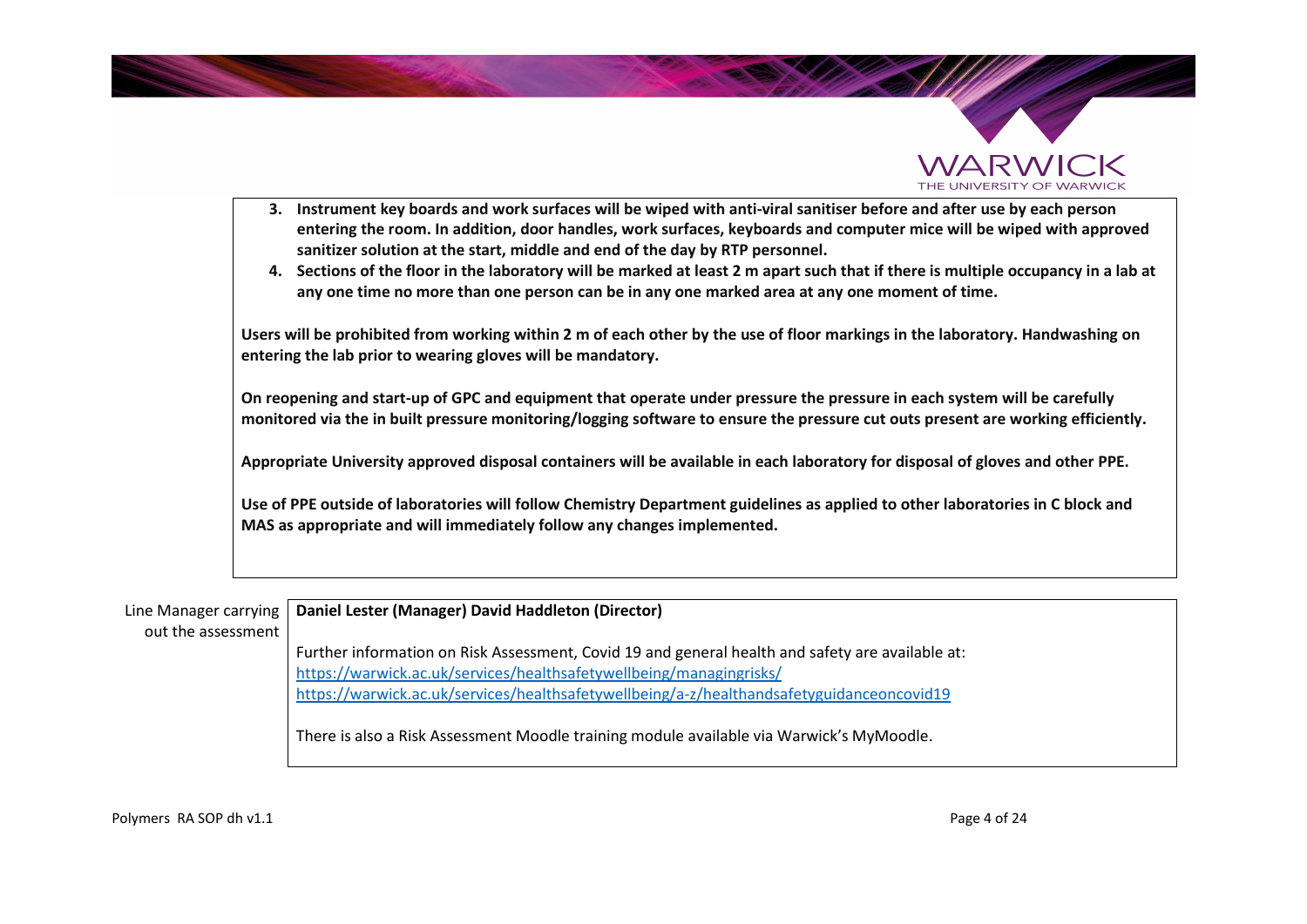3. **Instrument key boards and work surfaces will be wiped with anti-viral sanitiser before and after use by each person entering the room. In addition, door handles, work surfaces, keyboards and computer mice will be wiped with approved sanitizer solution at the start, middle and end of the day by RTP personnel.**
4. **Sections of the floor in the laboratory will be marked at least 2 m apart such that if there is multiple occupancy in a lab at any one time no more than one person can be in any one marked area at any one moment of time.**

**Users will be prohibited from working within 2 m of each other by the use of floor markings in the laboratory. Handwashing on entering the lab prior to wearing gloves will be mandatory.**

**On reopening and start-up of GPC and equipment that operate under pressure the pressure in each system will be carefully monitored via the in built pressure monitoring/logging software to ensure the pressure cut outs present are working efficiently.**

**Appropriate University approved disposal containers will be available in each laboratory for disposal of gloves and other PPE.**

**Use of PPE outside of laboratories will follow Chemistry Department guidelines as applied to other laboratories in C block and MAS as appropriate and will immediately follow any changes implemented.**

| Line Manager carrying out the assessment | **Daniel Lester (Manager) David Haddleton (Director)**<br><br>Further information on Risk Assessment, Covid 19 and general health and safety are available at:<br>https://warwick.ac.uk/services/healthsafetywellbeing/managingrisks/<br>https://warwick.ac.uk/services/healthsafetywellbeing/a-z/healthandsafetyguidanceoncovid19<br><br>There is also a Risk Assessment Moodle training module available via Warwick's MyMoodle. |
|---|---|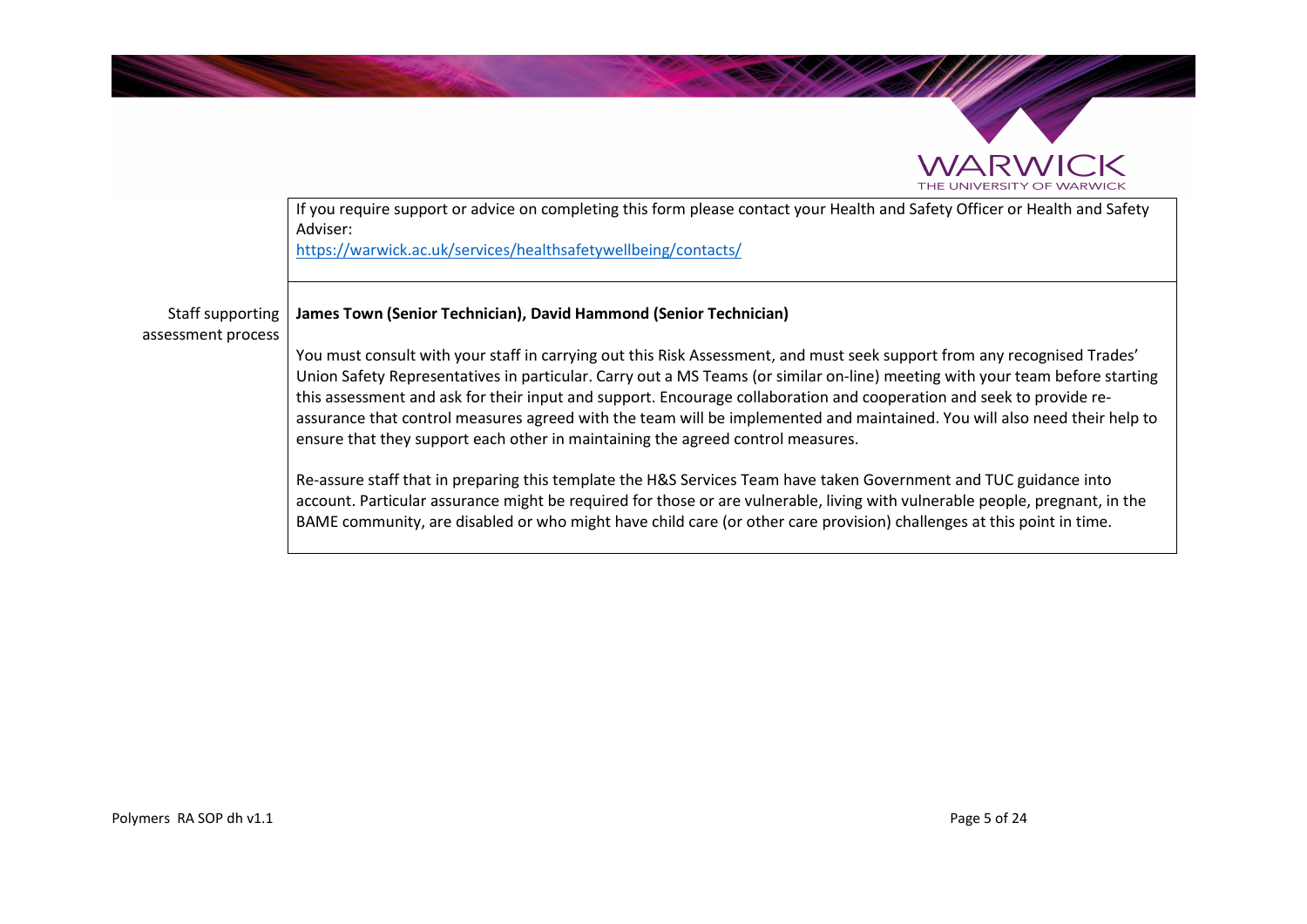| | |
|---|---|
| | If you require support or advice on completing this form please contact your Health and Safety Officer or Health and Safety Adviser: https://warwick.ac.uk/services/healthsafetywellbeing/contacts/ |
| Staff supporting assessment process | **James Town (Senior Technician), David Hammond (Senior Technician)**<br><br>You must consult with your staff in carrying out this Risk Assessment, and must seek support from any recognised Trades' Union Safety Representatives in particular. Carry out a MS Teams (or similar on-line) meeting with your team before starting this assessment and ask for their input and support. Encourage collaboration and cooperation and seek to provide re-assurance that control measures agreed with the team will be implemented and maintained. You will also need their help to ensure that they support each other in maintaining the agreed control measures.<br><br>Re-assure staff that in preparing this template the H&S Services Team have taken Government and TUC guidance into account. Particular assurance might be required for those or are vulnerable, living with vulnerable people, pregnant, in the BAME community, are disabled or who might have child care (or other care provision) challenges at this point in time. |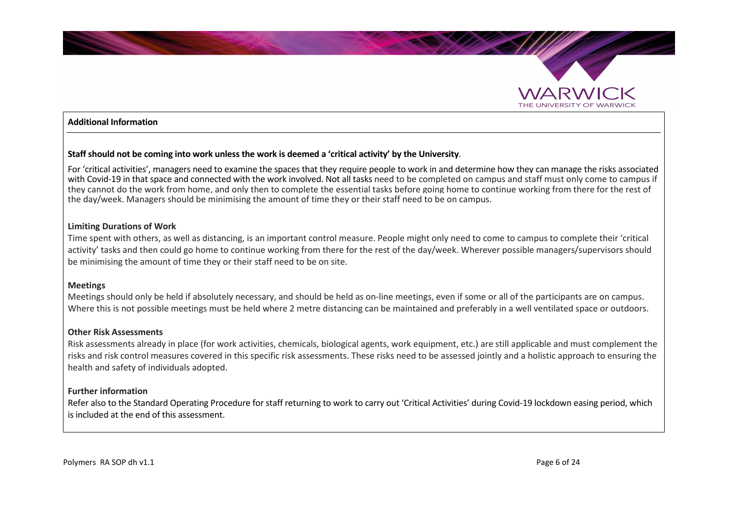**Additional Information**

**Staff should not be coming into work unless the work is deemed a 'critical activity' by the University**.

For 'critical activities', managers need to examine the spaces that they require people to work in and determine how they can manage the risks associated with Covid-19 in that space and connected with the work involved. Not all tasks need to be completed on campus and staff must only come to campus if they cannot do the work from home, and only then to complete the essential tasks before going home to continue working from there for the rest of the day/week. Managers should be minimising the amount of time they or their staff need to be on campus.

**Limiting Durations of Work**

Time spent with others, as well as distancing, is an important control measure. People might only need to come to campus to complete their 'critical activity' tasks and then could go home to continue working from there for the rest of the day/week. Wherever possible managers/supervisors should be minimising the amount of time they or their staff need to be on site.

**Meetings**

Meetings should only be held if absolutely necessary, and should be held as on-line meetings, even if some or all of the participants are on campus. Where this is not possible meetings must be held where 2 metre distancing can be maintained and preferably in a well ventilated space or outdoors.

**Other Risk Assessments**

Risk assessments already in place (for work activities, chemicals, biological agents, work equipment, etc.) are still applicable and must complement the risks and risk control measures covered in this specific risk assessments. These risks need to be assessed jointly and a holistic approach to ensuring the health and safety of individuals adopted.

**Further information**

Refer also to the Standard Operating Procedure for staff returning to work to carry out 'Critical Activities' during Covid-19 lockdown easing period, which is included at the end of this assessment.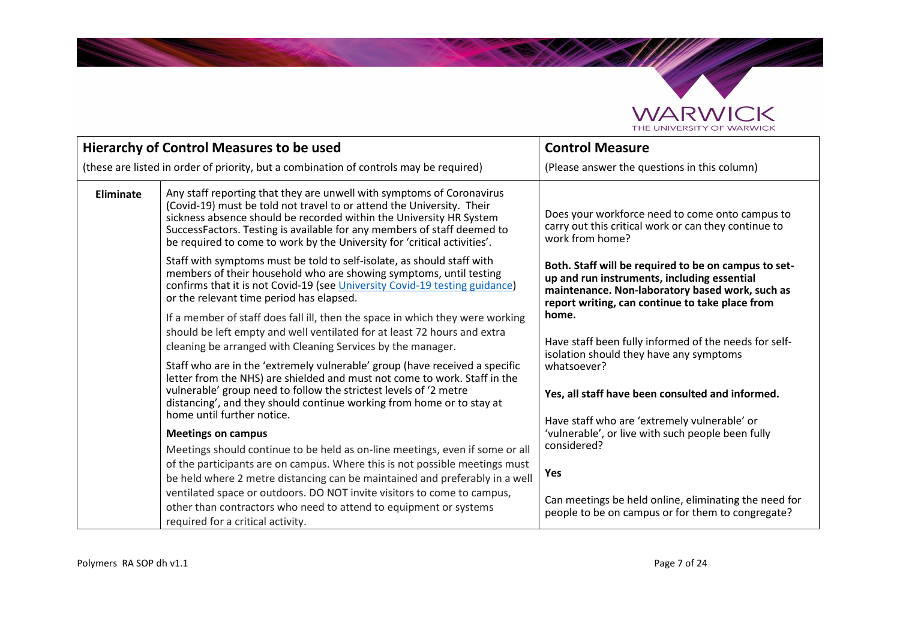| **Hierarchy of Control Measures to be used**<br>(these are listed in order of priority, but a combination of controls may be required) | | **Control Measure**<br>(Please answer the questions in this column) |
|---|---|---|
| **Eliminate** | Any staff reporting that they are unwell with symptoms of Coronavirus (Covid-19) must be told not travel to or attend the University. Their sickness absence should be recorded within the University HR System SuccessFactors. Testing is available for any members of staff deemed to be required to come to work by the University for 'critical activities'.<br><br>Staff with symptoms must be told to self-isolate, as should staff with members of their household who are showing symptoms, until testing confirms that it is not Covid-19 (see [University Covid-19 testing guidance]) or the relevant time period has elapsed.<br><br>If a member of staff does fall ill, then the space in which they were working should be left empty and well ventilated for at least 72 hours and extra cleaning be arranged with Cleaning Services by the manager.<br><br>Staff who are in the 'extremely vulnerable' group (have received a specific letter from the NHS) are shielded and must not come to work. Staff in the vulnerable' group need to follow the strictest levels of '2 metre distancing', and they should continue working from home or to stay at home until further notice.<br><br>**Meetings on campus**<br><br>Meetings should continue to be held as on-line meetings, even if some or all of the participants are on campus. Where this is not possible meetings must be held where 2 metre distancing can be maintained and preferably in a well ventilated space or outdoors. DO NOT invite visitors to come to campus, other than contractors who need to attend to equipment or systems required for a critical activity. | Does your workforce need to come onto campus to carry out this critical work or can they continue to work from home?<br><br>**Both. Staff will be required to be on campus to set-up and run instruments, including essential maintenance. Non-laboratory based work, such as report writing, can continue to take place from home.**<br><br>Have staff been fully informed of the needs for self-isolation should they have any symptoms whatsoever?<br><br>**Yes, all staff have been consulted and informed.**<br><br>Have staff who are 'extremely vulnerable' or 'vulnerable', or live with such people been fully considered?<br><br>**Yes**<br><br>Can meetings be held online, eliminating the need for people to be on campus or for them to congregate? |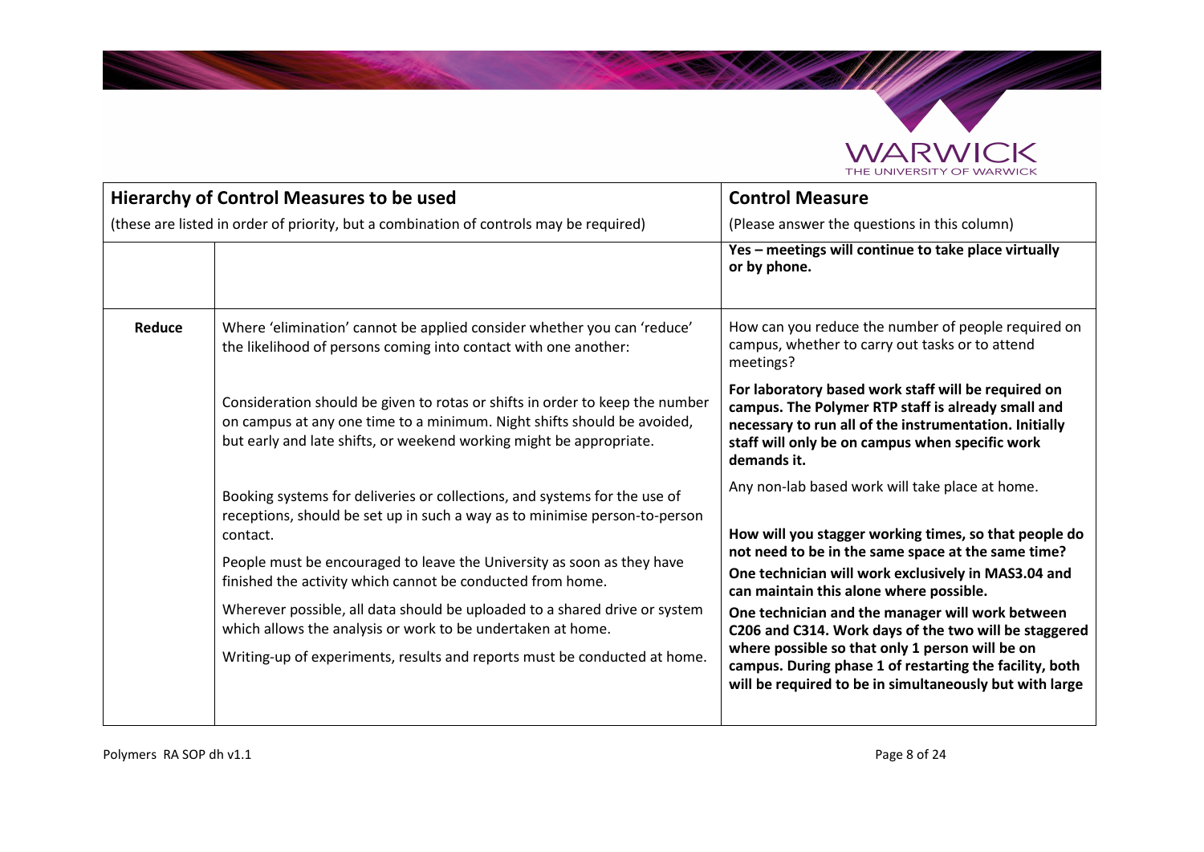| Hierarchy of Control Measures to be used<br>(these are listed in order of priority, but a combination of controls may be required) | | Control Measure<br>(Please answer the questions in this column) |
| --- | --- | --- |
| | | **Yes – meetings will continue to take place virtually or by phone.** |
| **Reduce** | Where 'elimination' cannot be applied consider whether you can 'reduce' the likelihood of persons coming into contact with one another:<br><br>Consideration should be given to rotas or shifts in order to keep the number on campus at any one time to a minimum. Night shifts should be avoided, but early and late shifts, or weekend working might be appropriate.<br><br>Booking systems for deliveries or collections, and systems for the use of receptions, should be set up in such a way as to minimise person-to-person contact.<br><br>People must be encouraged to leave the University as soon as they have finished the activity which cannot be conducted from home.<br><br>Wherever possible, all data should be uploaded to a shared drive or system which allows the analysis or work to be undertaken at home.<br><br>Writing-up of experiments, results and reports must be conducted at home. | How can you reduce the number of people required on campus, whether to carry out tasks or to attend meetings?<br><br>**For laboratory based work staff will be required on campus. The Polymer RTP staff is already small and necessary to run all of the instrumentation. Initially staff will only be on campus when specific work demands it.**<br><br>Any non-lab based work will take place at home.<br><br>**How will you stagger working times, so that people do not need to be in the same space at the same time?**<br><br>**One technician will work exclusively in MAS3.04 and can maintain this alone where possible.**<br><br>**One technician and the manager will work between C206 and C314. Work days of the two will be staggered where possible so that only 1 person will be on campus. During phase 1 of restarting the facility, both will be required to be in simultaneously but with large** |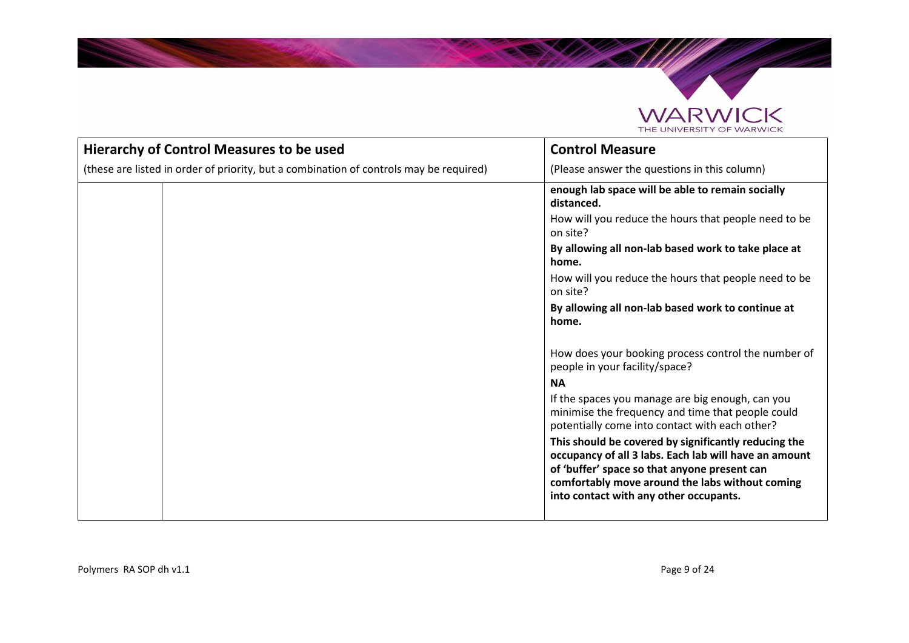| Hierarchy of Control Measures to be used<br>(these are listed in order of priority, but a combination of controls may be required) | | Control Measure<br>(Please answer the questions in this column) |
|---|---|---|
| | | **enough lab space will be able to remain socially distanced.**<br>How will you reduce the hours that people need to be on site?<br>**By allowing all non-lab based work to take place at home.**<br>How will you reduce the hours that people need to be on site?<br>**By allowing all non-lab based work to continue at home.**<br><br>How does your booking process control the number of people in your facility/space?<br>**NA**<br>If the spaces you manage are big enough, can you minimise the frequency and time that people could potentially come into contact with each other?<br>**This should be covered by significantly reducing the occupancy of all 3 labs. Each lab will have an amount of 'buffer' space so that anyone present can comfortably move around the labs without coming into contact with any other occupants.** |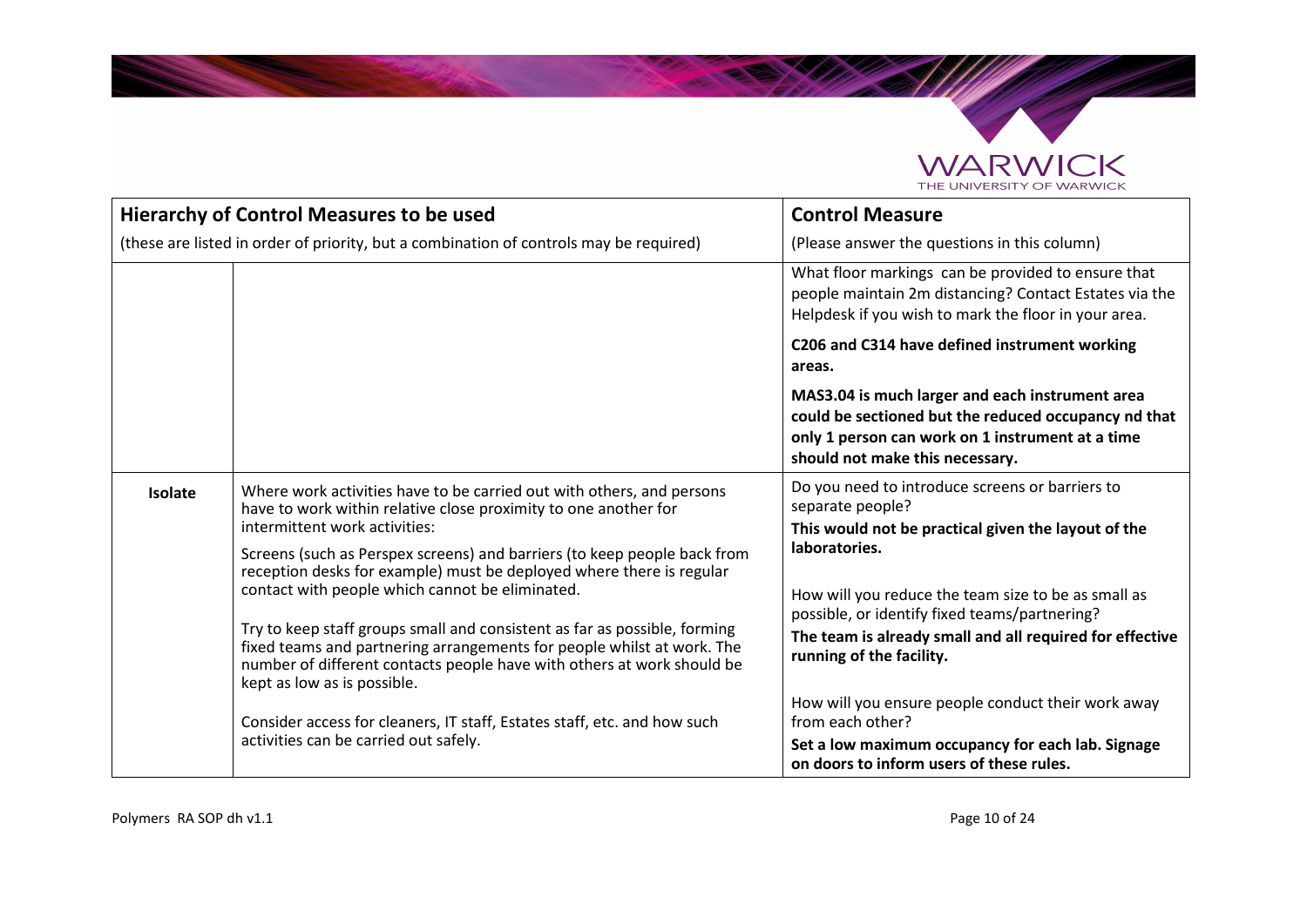| Hierarchy of Control Measures to be used (these are listed in order of priority, but a combination of controls may be required) | | Control Measure (Please answer the questions in this column) |
|---|---|---|
| | | What floor markings can be provided to ensure that people maintain 2m distancing? Contact Estates via the Helpdesk if you wish to mark the floor in your area.<br><br>**C206 and C314 have defined instrument working areas.**<br><br>**MAS3.04 is much larger and each instrument area could be sectioned but the reduced occupancy nd that only 1 person can work on 1 instrument at a time should not make this necessary.** |
| **Isolate** | Where work activities have to be carried out with others, and persons have to work within relative close proximity to one another for intermittent work activities:<br><br>Screens (such as Perspex screens) and barriers (to keep people back from reception desks for example) must be deployed where there is regular contact with people which cannot be eliminated.<br><br>Try to keep staff groups small and consistent as far as possible, forming fixed teams and partnering arrangements for people whilst at work. The number of different contacts people have with others at work should be kept as low as is possible.<br><br>Consider access for cleaners, IT staff, Estates staff, etc. and how such activities can be carried out safely. | Do you need to introduce screens or barriers to separate people?<br>**This would not be practical given the layout of the laboratories.**<br><br>How will you reduce the team size to be as small as possible, or identify fixed teams/partnering?<br>**The team is already small and all required for effective running of the facility.**<br><br>How will you ensure people conduct their work away from each other?<br>**Set a low maximum occupancy for each lab. Signage on doors to inform users of these rules.** |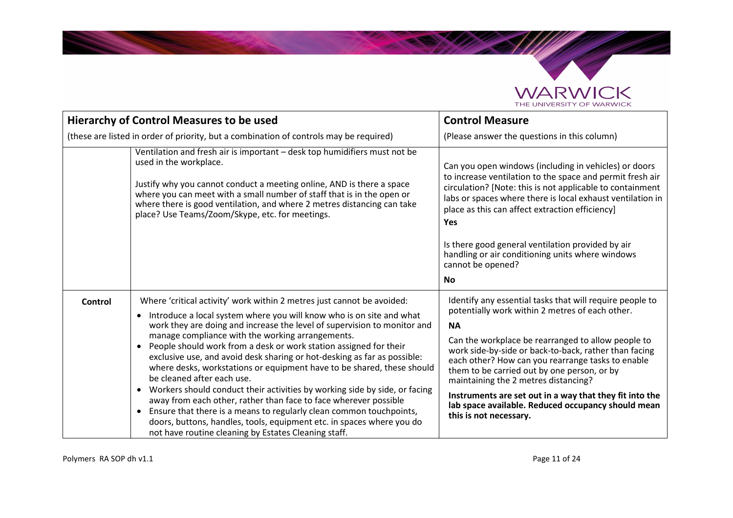| Hierarchy of Control Measures to be used<br>(these are listed in order of priority, but a combination of controls may be required) | | Control Measure<br>(Please answer the questions in this column) |
| --- | --- | --- |
| | Ventilation and fresh air is important – desk top humidifiers must not be used in the workplace.<br><br>Justify why you cannot conduct a meeting online, AND is there a space where you can meet with a small number of staff that is in the open or where there is good ventilation, and where 2 metres distancing can take place? Use Teams/Zoom/Skype, etc. for meetings. | Can you open windows (including in vehicles) or doors to increase ventilation to the space and permit fresh air circulation? [Note: this is not applicable to containment labs or spaces where there is local exhaust ventilation in place as this can affect extraction efficiency]<br>**Yes**<br><br>Is there good general ventilation provided by air handling or air conditioning units where windows cannot be opened?<br>**No** |
| **Control** | Where 'critical activity' work within 2 metres just cannot be avoided:<br>• Introduce a local system where you will know who is on site and what work they are doing and increase the level of supervision to monitor and manage compliance with the working arrangements.<br>• People should work from a desk or work station assigned for their exclusive use, and avoid desk sharing or hot-desking as far as possible: where desks, workstations or equipment have to be shared, these should be cleaned after each use.<br>• Workers should conduct their activities by working side by side, or facing away from each other, rather than face to face wherever possible<br>• Ensure that there is a means to regularly clean common touchpoints, doors, buttons, handles, tools, equipment etc. in spaces where you do not have routine cleaning by Estates Cleaning staff. | Identify any essential tasks that will require people to potentially work within 2 metres of each other.<br>**NA**<br><br>Can the workplace be rearranged to allow people to work side-by-side or back-to-back, rather than facing each other? How can you rearrange tasks to enable them to be carried out by one person, or by maintaining the 2 metres distancing?<br><br>**Instruments are set out in a way that they fit into the lab space available. Reduced occupancy should mean this is not necessary.** |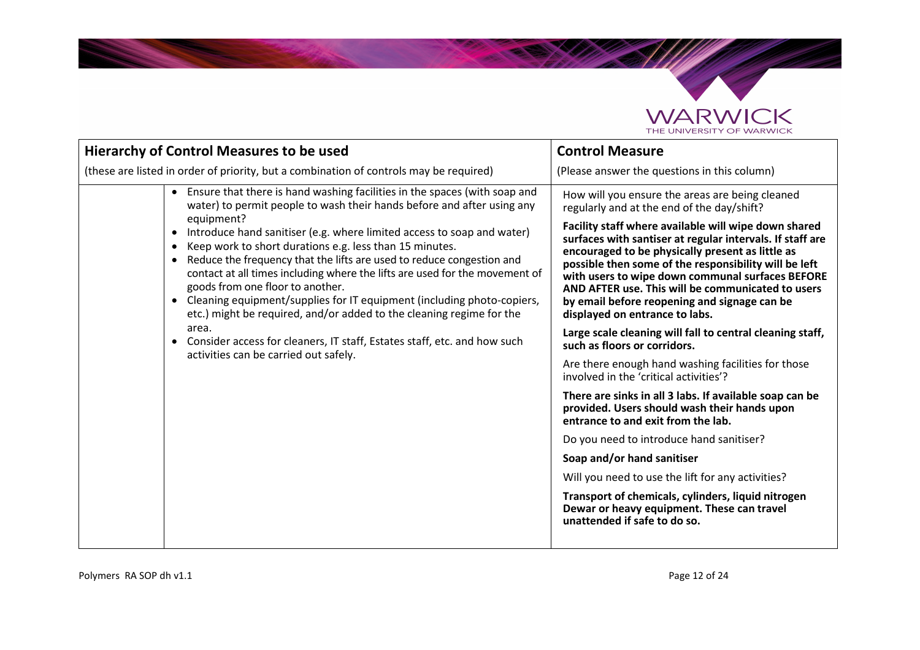| **Hierarchy of Control Measures to be used**<br>(these are listed in order of priority, but a combination of controls may be required) | | **Control Measure**<br>(Please answer the questions in this column) |
|---|---|---|
| | • Ensure that there is hand washing facilities in the spaces (with soap and water) to permit people to wash their hands before and after using any equipment?<br>• Introduce hand sanitiser (e.g. where limited access to soap and water)<br>• Keep work to short durations e.g. less than 15 minutes.<br>• Reduce the frequency that the lifts are used to reduce congestion and contact at all times including where the lifts are used for the movement of goods from one floor to another.<br>• Cleaning equipment/supplies for IT equipment (including photo-copiers, etc.) might be required, and/or added to the cleaning regime for the area.<br>• Consider access for cleaners, IT staff, Estates staff, etc. and how such activities can be carried out safely. | How will you ensure the areas are being cleaned regularly and at the end of the day/shift?<br>**Facility staff where available will wipe down shared surfaces with santiser at regular intervals. If staff are encouraged to be physically present as little as possible then some of the responsibility will be left with users to wipe down communal surfaces BEFORE AND AFTER use. This will be communicated to users by email before reopening and signage can be displayed on entrance to labs.**<br>**Large scale cleaning will fall to central cleaning staff, such as floors or corridors.**<br>Are there enough hand washing facilities for those involved in the 'critical activities'?<br>**There are sinks in all 3 labs. If available soap can be provided. Users should wash their hands upon entrance to and exit from the lab.**<br>Do you need to introduce hand sanitiser?<br>**Soap and/or hand sanitiser**<br>Will you need to use the lift for any activities?<br>**Transport of chemicals, cylinders, liquid nitrogen Dewar or heavy equipment. These can travel unattended if safe to do so.** |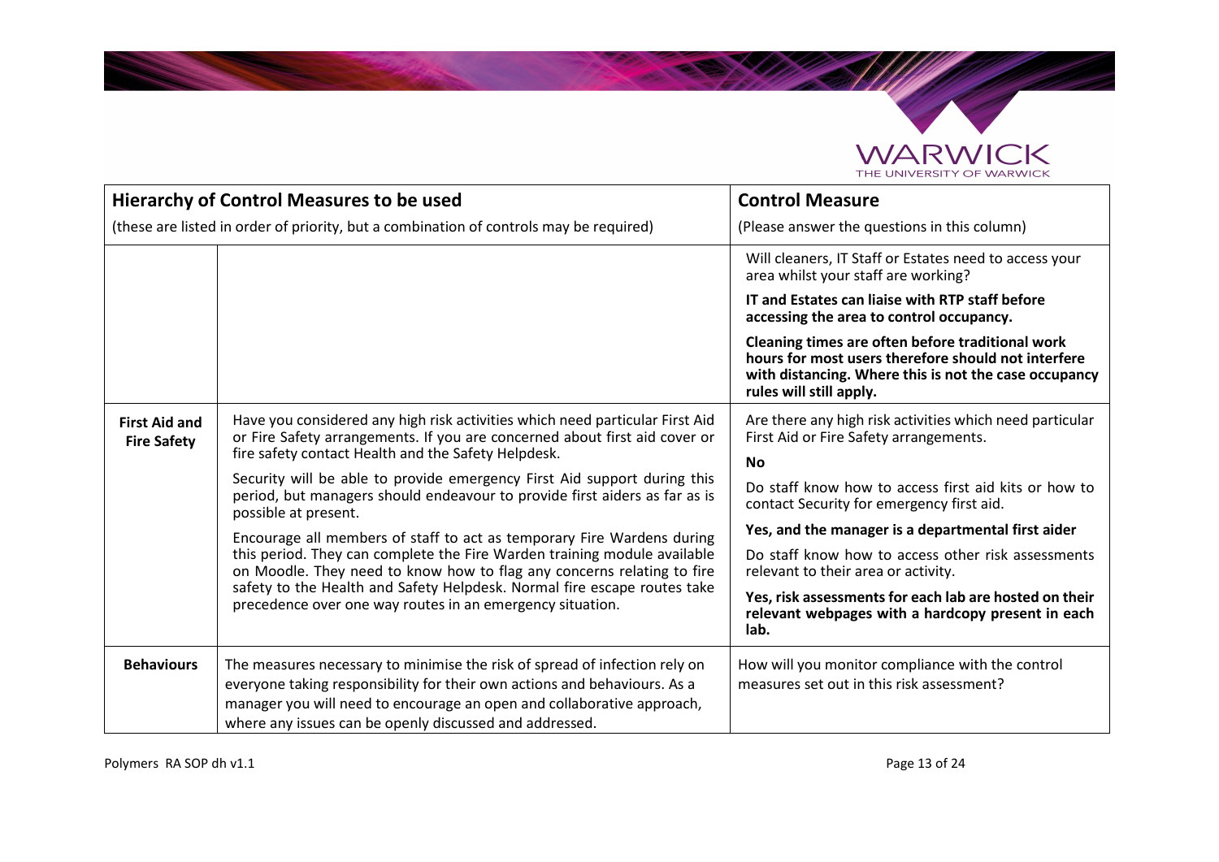| Hierarchy of Control Measures to be used<br>(these are listed in order of priority, but a combination of controls may be required) | | Control Measure<br>(Please answer the questions in this column) |
|---|---|---|
| | | Will cleaners, IT Staff or Estates need to access your area whilst your staff are working?<br>**IT and Estates can liaise with RTP staff before accessing the area to control occupancy.**<br>**Cleaning times are often before traditional work hours for most users therefore should not interfere with distancing. Where this is not the case occupancy rules will still apply.** |
| **First Aid and Fire Safety** | Have you considered any high risk activities which need particular First Aid or Fire Safety arrangements. If you are concerned about first aid cover or fire safety contact Health and the Safety Helpdesk.<br>Security will be able to provide emergency First Aid support during this period, but managers should endeavour to provide first aiders as far as is possible at present.<br>Encourage all members of staff to act as temporary Fire Wardens during this period. They can complete the Fire Warden training module available on Moodle. They need to know how to flag any concerns relating to fire safety to the Health and Safety Helpdesk. Normal fire escape routes take precedence over one way routes in an emergency situation. | Are there any high risk activities which need particular First Aid or Fire Safety arrangements.<br>**No**<br>Do staff know how to access first aid kits or how to contact Security for emergency first aid.<br>**Yes, and the manager is a departmental first aider**<br>Do staff know how to access other risk assessments relevant to their area or activity.<br>**Yes, risk assessments for each lab are hosted on their relevant webpages with a hardcopy present in each lab.** |
| **Behaviours** | The measures necessary to minimise the risk of spread of infection rely on everyone taking responsibility for their own actions and behaviours. As a manager you will need to encourage an open and collaborative approach, where any issues can be openly discussed and addressed. | How will you monitor compliance with the control measures set out in this risk assessment? |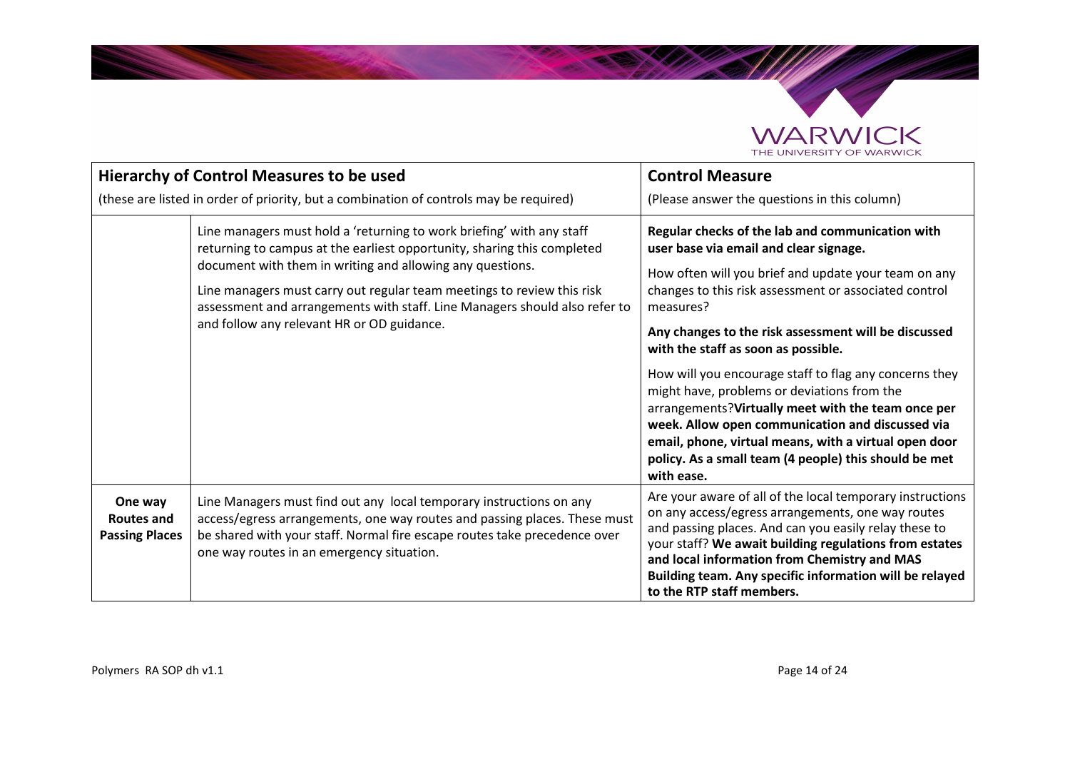| **Hierarchy of Control Measures to be used** (these are listed in order of priority, but a combination of controls may be required) | | **Control Measure** (Please answer the questions in this column) |
|---|---|---|
| | Line managers must hold a 'returning to work briefing' with any staff returning to campus at the earliest opportunity, sharing this completed document with them in writing and allowing any questions.<br><br>Line managers must carry out regular team meetings to review this risk assessment and arrangements with staff. Line Managers should also refer to and follow any relevant HR or OD guidance. | **Regular checks of the lab and communication with user base via email and clear signage.**<br><br>How often will you brief and update your team on any changes to this risk assessment or associated control measures?<br><br>**Any changes to the risk assessment will be discussed with the staff as soon as possible.**<br><br>How will you encourage staff to flag any concerns they might have, problems or deviations from the arrangements?**Virtually meet with the team once per week. Allow open communication and discussed via email, phone, virtual means, with a virtual open door policy. As a small team (4 people) this should be met with ease.** |
| **One way Routes and Passing Places** | Line Managers must find out any local temporary instructions on any access/egress arrangements, one way routes and passing places. These must be shared with your staff. Normal fire escape routes take precedence over one way routes in an emergency situation. | Are your aware of all of the local temporary instructions on any access/egress arrangements, one way routes and passing places. And can you easily relay these to your staff? **We await building regulations from estates and local information from Chemistry and MAS Building team. Any specific information will be relayed to the RTP staff members.** |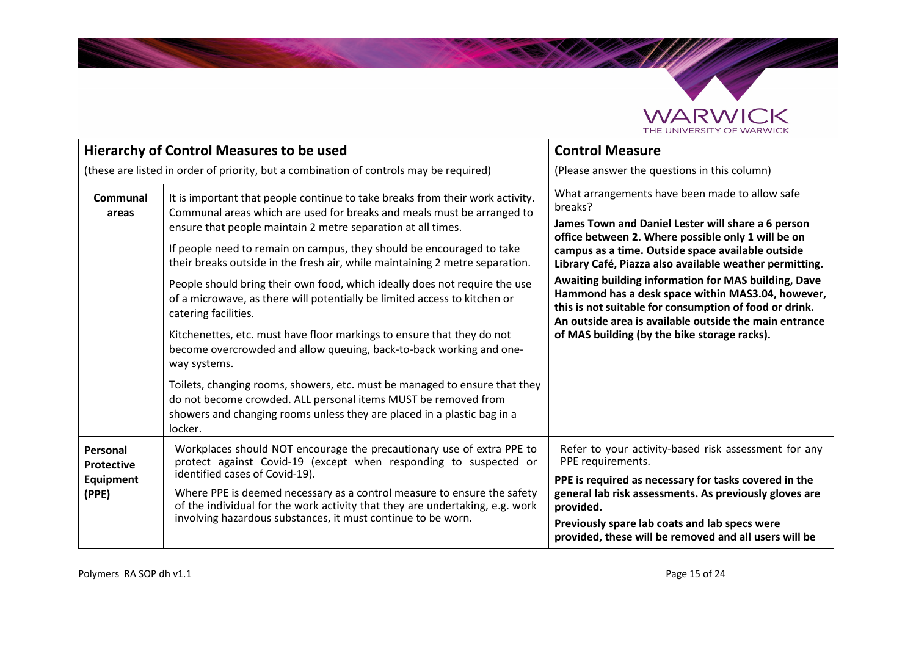| Hierarchy of Control Measures to be used<br>(these are listed in order of priority, but a combination of controls may be required) | | Control Measure<br>(Please answer the questions in this column) |
|---|---|---|
| **Communal areas** | It is important that people continue to take breaks from their work activity. Communal areas which are used for breaks and meals must be arranged to ensure that people maintain 2 metre separation at all times.<br><br>If people need to remain on campus, they should be encouraged to take their breaks outside in the fresh air, while maintaining 2 metre separation.<br><br>People should bring their own food, which ideally does not require the use of a microwave, as there will potentially be limited access to kitchen or catering facilities.<br><br>Kitchenettes, etc. must have floor markings to ensure that they do not become overcrowded and allow queuing, back-to-back working and one-way systems.<br><br>Toilets, changing rooms, showers, etc. must be managed to ensure that they do not become crowded. ALL personal items MUST be removed from showers and changing rooms unless they are placed in a plastic bag in a locker. | What arrangements have been made to allow safe breaks?<br><br>**James Town and Daniel Lester will share a 6 person office between 2. Where possible only 1 will be on campus as a time. Outside space available outside Library Café, Piazza also available weather permitting.**<br><br>**Awaiting building information for MAS building, Dave Hammond has a desk space within MAS3.04, however, this is not suitable for consumption of food or drink. An outside area is available outside the main entrance of MAS building (by the bike storage racks).** |
| **Personal Protective Equipment (PPE)** | Workplaces should NOT encourage the precautionary use of extra PPE to protect against Covid-19 (except when responding to suspected or identified cases of Covid-19).<br><br>Where PPE is deemed necessary as a control measure to ensure the safety of the individual for the work activity that they are undertaking, e.g. work involving hazardous substances, it must continue to be worn. | Refer to your activity-based risk assessment for any PPE requirements.<br><br>**PPE is required as necessary for tasks covered in the general lab risk assessments. As previously gloves are provided.**<br><br>**Previously spare lab coats and lab specs were provided, these will be removed and all users will be** |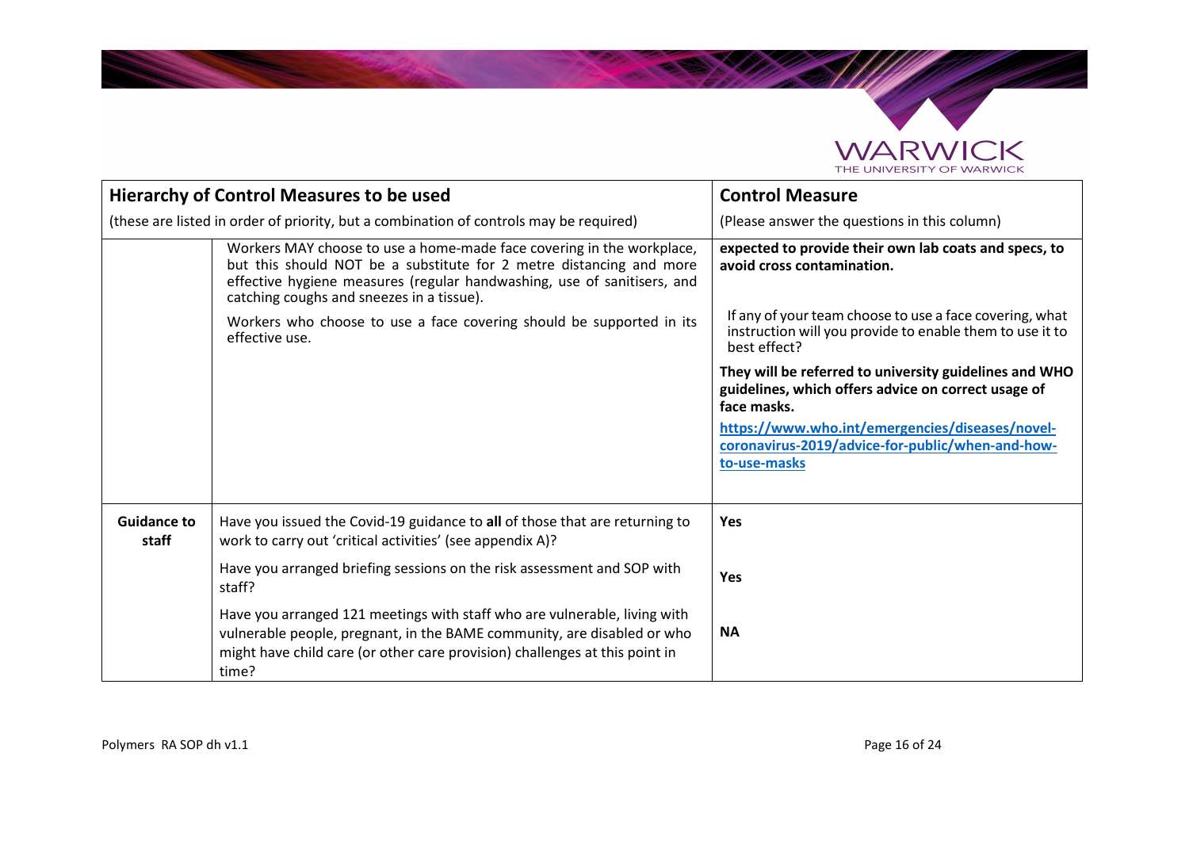| Hierarchy of Control Measures to be used<br>(these are listed in order of priority, but a combination of controls may be required) | | Control Measure<br>(Please answer the questions in this column) |
|---|---|---|
| | Workers MAY choose to use a home-made face covering in the workplace, but this should NOT be a substitute for 2 metre distancing and more effective hygiene measures (regular handwashing, use of sanitisers, and catching coughs and sneezes in a tissue).<br><br>Workers who choose to use a face covering should be supported in its effective use. | **expected to provide their own lab coats and specs, to avoid cross contamination.**<br><br>If any of your team choose to use a face covering, what instruction will you provide to enable them to use it to best effect?<br><br>**They will be referred to university guidelines and WHO guidelines, which offers advice on correct usage of face masks.**<br><br>**https://www.who.int/emergencies/diseases/novel-coronavirus-2019/advice-for-public/when-and-how-to-use-masks** |
| **Guidance to staff** | Have you issued the Covid-19 guidance to **all** of those that are returning to work to carry out 'critical activities' (see appendix A)?<br><br>Have you arranged briefing sessions on the risk assessment and SOP with staff?<br><br>Have you arranged 121 meetings with staff who are vulnerable, living with vulnerable people, pregnant, in the BAME community, are disabled or who might have child care (or other care provision) challenges at this point in time? | **Yes**<br><br>**Yes**<br><br>**NA** |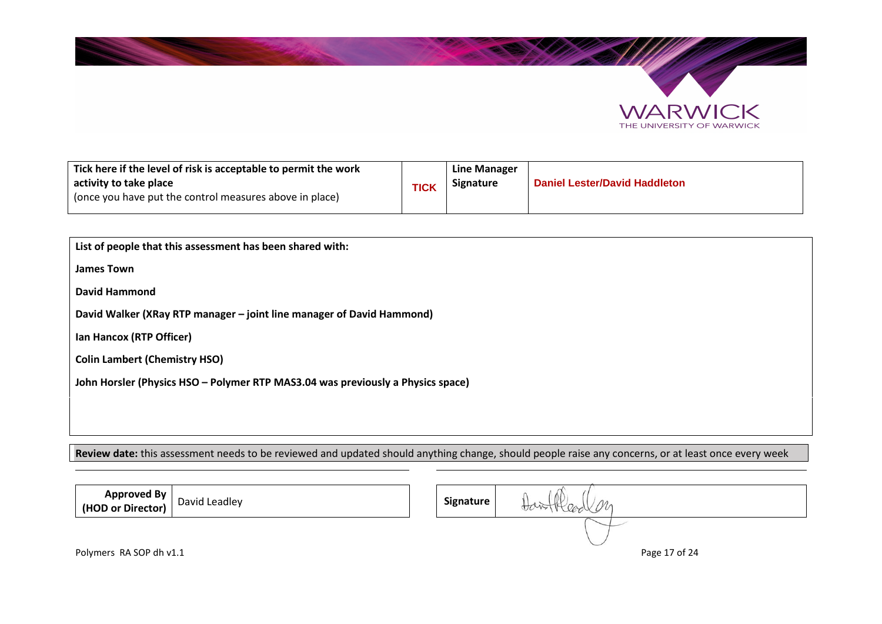| Tick here if the level of risk is acceptable to permit the work activity to take place (once you have put the control measures above in place) | TICK | Line Manager Signature | Daniel Lester/David Haddleton |
| --- | --- | --- | --- |

**List of people that this assessment has been shared with:**

**James Town**

**David Hammond**

**David Walker (XRay RTP manager – joint line manager of David Hammond)**

**Ian Hancox (RTP Officer)**

**Colin Lambert (Chemistry HSO)**

**John Horsler (Physics HSO – Polymer RTP MAS3.04 was previously a Physics space)**

**Review date:** this assessment needs to be reviewed and updated should anything change, should people raise any concerns, or at least once every week

| Approved By (HOD or Director) | David Leadley | Signature | David Leadley |
| --- | --- | --- | --- |

Polymers RA SOP dh v1.1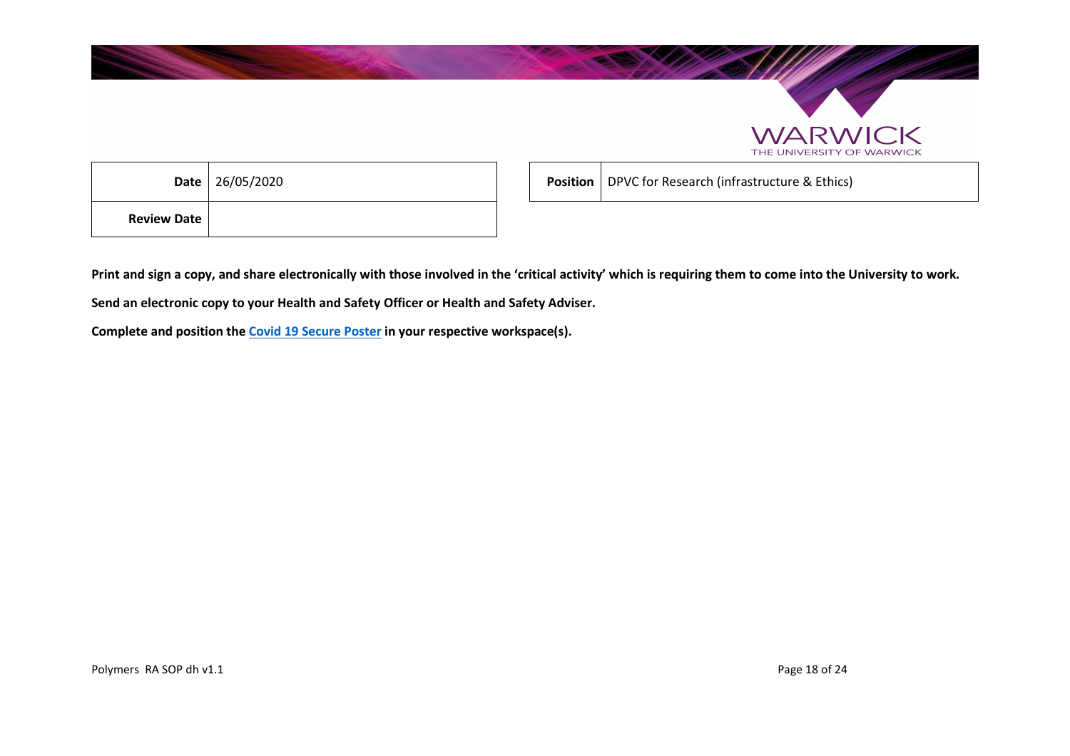| Date | 26/05/2020 |
| --- | --- |
| Review Date | |

| Position | DPVC for Research (infrastructure & Ethics) |
| --- | --- |

**Print and sign a copy, and share electronically with those involved in the 'critical activity' which is requiring them to come into the University to work.**

**Send an electronic copy to your Health and Safety Officer or Health and Safety Adviser.**

**Complete and position the Covid 19 Secure Poster in your respective workspace(s).**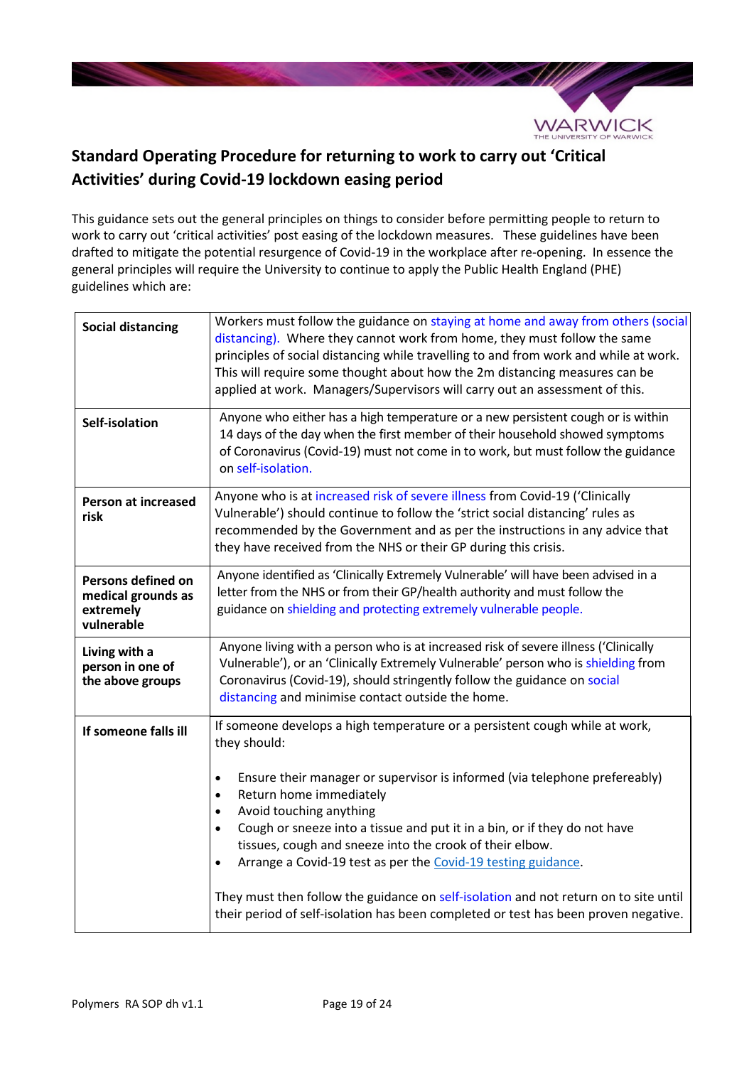## Standard Operating Procedure for returning to work to carry out 'Critical Activities' during Covid-19 lockdown easing period

This guidance sets out the general principles on things to consider before permitting people to return to work to carry out 'critical activities' post easing of the lockdown measures. These guidelines have been drafted to mitigate the potential resurgence of Covid-19 in the workplace after re-opening. In essence the general principles will require the University to continue to apply the Public Health England (PHE) guidelines which are:

| | |
|---|---|
| **Social distancing** | Workers must follow the guidance on staying at home and away from others (social distancing). Where they cannot work from home, they must follow the same principles of social distancing while travelling to and from work and while at work. This will require some thought about how the 2m distancing measures can be applied at work. Managers/Supervisors will carry out an assessment of this. |
| **Self-isolation** | Anyone who either has a high temperature or a new persistent cough or is within 14 days of the day when the first member of their household showed symptoms of Coronavirus (Covid-19) must not come in to work, but must follow the guidance on self-isolation. |
| **Person at increased risk** | Anyone who is at increased risk of severe illness from Covid-19 ('Clinically Vulnerable') should continue to follow the 'strict social distancing' rules as recommended by the Government and as per the instructions in any advice that they have received from the NHS or their GP during this crisis. |
| **Persons defined on medical grounds as extremely vulnerable** | Anyone identified as 'Clinically Extremely Vulnerable' will have been advised in a letter from the NHS or from their GP/health authority and must follow the guidance on shielding and protecting extremely vulnerable people. |
| **Living with a person in one of the above groups** | Anyone living with a person who is at increased risk of severe illness ('Clinically Vulnerable'), or an 'Clinically Extremely Vulnerable' person who is shielding from Coronavirus (Covid-19), should stringently follow the guidance on social distancing and minimise contact outside the home. |
| **If someone falls ill** | If someone develops a high temperature or a persistent cough while at work, they should:<br><br>• Ensure their manager or supervisor is informed (via telephone prefereably)<br>• Return home immediately<br>• Avoid touching anything<br>• Cough or sneeze into a tissue and put it in a bin, or if they do not have tissues, cough and sneeze into the crook of their elbow.<br>• Arrange a Covid-19 test as per the Covid-19 testing guidance.<br><br>They must then follow the guidance on self-isolation and not return on to site until their period of self-isolation has been completed or test has been proven negative. |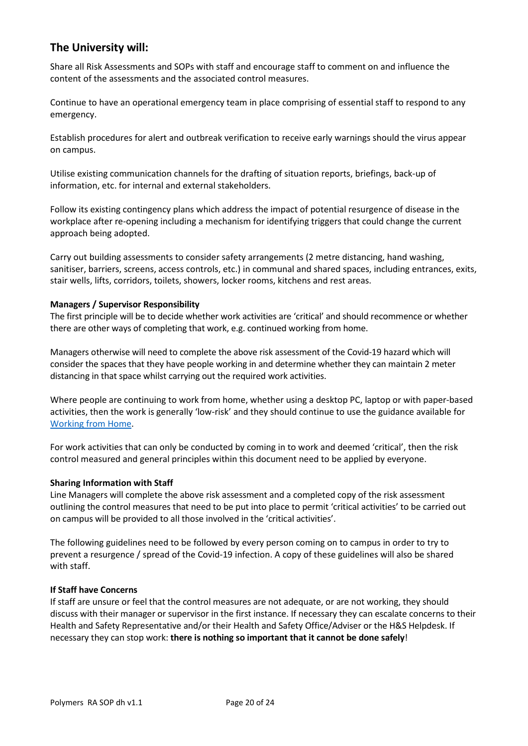## The University will:

Share all Risk Assessments and SOPs with staff and encourage staff to comment on and influence the content of the assessments and the associated control measures.

Continue to have an operational emergency team in place comprising of essential staff to respond to any emergency.

Establish procedures for alert and outbreak verification to receive early warnings should the virus appear on campus.

Utilise existing communication channels for the drafting of situation reports, briefings, back-up of information, etc. for internal and external stakeholders.

Follow its existing contingency plans which address the impact of potential resurgence of disease in the workplace after re-opening including a mechanism for identifying triggers that could change the current approach being adopted.

Carry out building assessments to consider safety arrangements (2 metre distancing, hand washing, sanitiser, barriers, screens, access controls, etc.) in communal and shared spaces, including entrances, exits, stair wells, lifts, corridors, toilets, showers, locker rooms, kitchens and rest areas.

**Managers / Supervisor Responsibility**

The first principle will be to decide whether work activities are 'critical' and should recommence or whether there are other ways of completing that work, e.g. continued working from home.

Managers otherwise will need to complete the above risk assessment of the Covid-19 hazard which will consider the spaces that they have people working in and determine whether they can maintain 2 meter distancing in that space whilst carrying out the required work activities.

Where people are continuing to work from home, whether using a desktop PC, laptop or with paper-based activities, then the work is generally 'low-risk' and they should continue to use the guidance available for Working from Home.

For work activities that can only be conducted by coming in to work and deemed 'critical', then the risk control measured and general principles within this document need to be applied by everyone.

**Sharing Information with Staff**

Line Managers will complete the above risk assessment and a completed copy of the risk assessment outlining the control measures that need to be put into place to permit 'critical activities' to be carried out on campus will be provided to all those involved in the 'critical activities'.

The following guidelines need to be followed by every person coming on to campus in order to try to prevent a resurgence / spread of the Covid-19 infection. A copy of these guidelines will also be shared with staff.

**If Staff have Concerns**

If staff are unsure or feel that the control measures are not adequate, or are not working, they should discuss with their manager or supervisor in the first instance. If necessary they can escalate concerns to their Health and Safety Representative and/or their Health and Safety Office/Adviser or the H&S Helpdesk. If necessary they can stop work: **there is nothing so important that it cannot be done safely**!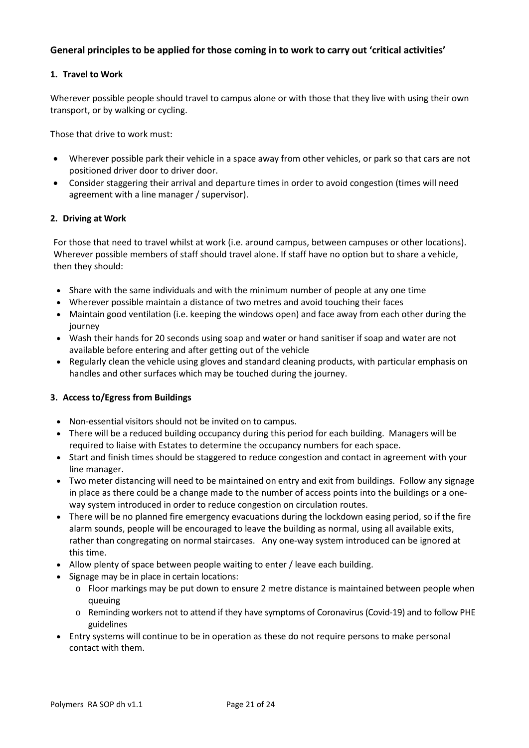## General principles to be applied for those coming in to work to carry out 'critical activities'

### 1. Travel to Work

Wherever possible people should travel to campus alone or with those that they live with using their own transport, or by walking or cycling.

Those that drive to work must:

- Wherever possible park their vehicle in a space away from other vehicles, or park so that cars are not positioned driver door to driver door.
- Consider staggering their arrival and departure times in order to avoid congestion (times will need agreement with a line manager / supervisor).

### 2. Driving at Work

For those that need to travel whilst at work (i.e. around campus, between campuses or other locations). Wherever possible members of staff should travel alone. If staff have no option but to share a vehicle, then they should:

- Share with the same individuals and with the minimum number of people at any one time
- Wherever possible maintain a distance of two metres and avoid touching their faces
- Maintain good ventilation (i.e. keeping the windows open) and face away from each other during the journey
- Wash their hands for 20 seconds using soap and water or hand sanitiser if soap and water are not available before entering and after getting out of the vehicle
- Regularly clean the vehicle using gloves and standard cleaning products, with particular emphasis on handles and other surfaces which may be touched during the journey.

### 3. Access to/Egress from Buildings

- Non-essential visitors should not be invited on to campus.
- There will be a reduced building occupancy during this period for each building. Managers will be required to liaise with Estates to determine the occupancy numbers for each space.
- Start and finish times should be staggered to reduce congestion and contact in agreement with your line manager.
- Two meter distancing will need to be maintained on entry and exit from buildings. Follow any signage in place as there could be a change made to the number of access points into the buildings or a one-way system introduced in order to reduce congestion on circulation routes.
- There will be no planned fire emergency evacuations during the lockdown easing period, so if the fire alarm sounds, people will be encouraged to leave the building as normal, using all available exits, rather than congregating on normal staircases. Any one-way system introduced can be ignored at this time.
- Allow plenty of space between people waiting to enter / leave each building.
- Signage may be in place in certain locations:
  - Floor markings may be put down to ensure 2 metre distance is maintained between people when queuing
  - Reminding workers not to attend if they have symptoms of Coronavirus (Covid-19) and to follow PHE guidelines
- Entry systems will continue to be in operation as these do not require persons to make personal contact with them.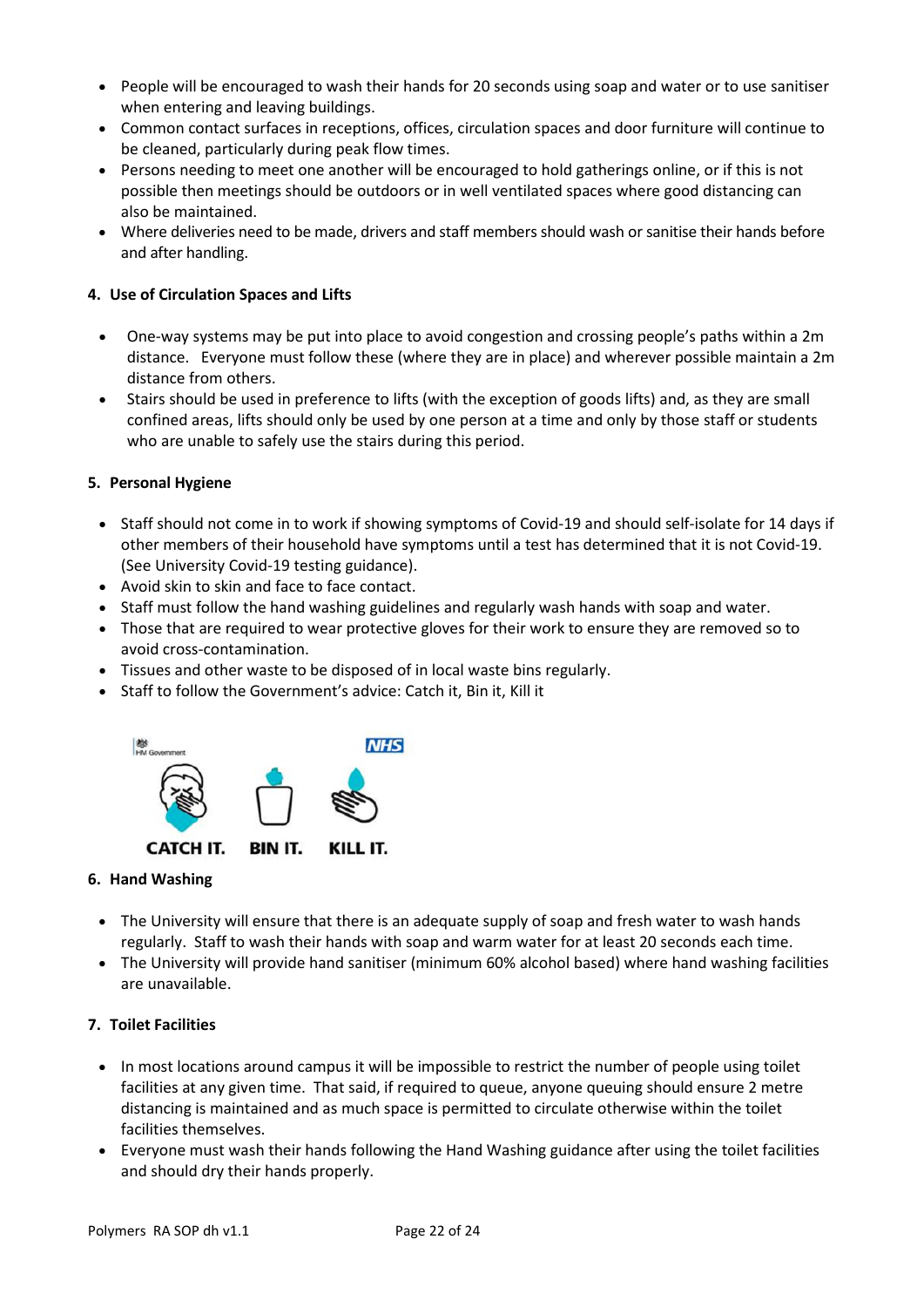- People will be encouraged to wash their hands for 20 seconds using soap and water or to use sanitiser when entering and leaving buildings.
- Common contact surfaces in receptions, offices, circulation spaces and door furniture will continue to be cleaned, particularly during peak flow times.
- Persons needing to meet one another will be encouraged to hold gatherings online, or if this is not possible then meetings should be outdoors or in well ventilated spaces where good distancing can also be maintained.
- Where deliveries need to be made, drivers and staff members should wash or sanitise their hands before and after handling.

**4. Use of Circulation Spaces and Lifts**

- One-way systems may be put into place to avoid congestion and crossing people's paths within a 2m distance. Everyone must follow these (where they are in place) and wherever possible maintain a 2m distance from others.
- Stairs should be used in preference to lifts (with the exception of goods lifts) and, as they are small confined areas, lifts should only be used by one person at a time and only by those staff or students who are unable to safely use the stairs during this period.

**5. Personal Hygiene**

- Staff should not come in to work if showing symptoms of Covid-19 and should self-isolate for 14 days if other members of their household have symptoms until a test has determined that it is not Covid-19. (See University Covid-19 testing guidance).
- Avoid skin to skin and face to face contact.
- Staff must follow the hand washing guidelines and regularly wash hands with soap and water.
- Those that are required to wear protective gloves for their work to ensure they are removed so to avoid cross-contamination.
- Tissues and other waste to be disposed of in local waste bins regularly.
- Staff to follow the Government's advice: Catch it, Bin it, Kill it

CATCH IT. BIN IT. KILL IT.

**6. Hand Washing**

- The University will ensure that there is an adequate supply of soap and fresh water to wash hands regularly. Staff to wash their hands with soap and warm water for at least 20 seconds each time.
- The University will provide hand sanitiser (minimum 60% alcohol based) where hand washing facilities are unavailable.

**7. Toilet Facilities**

- In most locations around campus it will be impossible to restrict the number of people using toilet facilities at any given time. That said, if required to queue, anyone queuing should ensure 2 metre distancing is maintained and as much space is permitted to circulate otherwise within the toilet facilities themselves.
- Everyone must wash their hands following the Hand Washing guidance after using the toilet facilities and should dry their hands properly.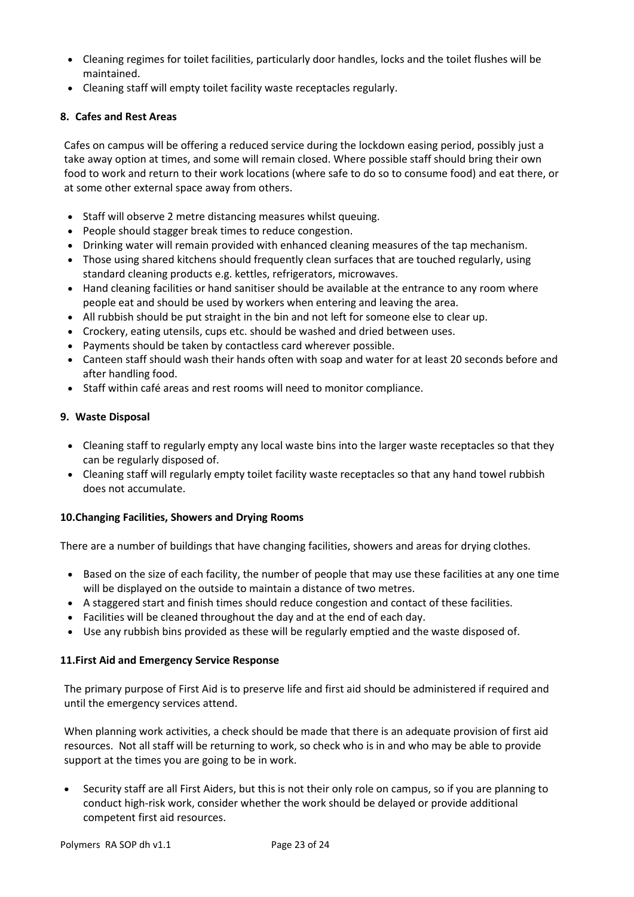- Cleaning regimes for toilet facilities, particularly door handles, locks and the toilet flushes will be maintained.
- Cleaning staff will empty toilet facility waste receptacles regularly.

**8. Cafes and Rest Areas**

Cafes on campus will be offering a reduced service during the lockdown easing period, possibly just a take away option at times, and some will remain closed. Where possible staff should bring their own food to work and return to their work locations (where safe to do so to consume food) and eat there, or at some other external space away from others.

- Staff will observe 2 metre distancing measures whilst queuing.
- People should stagger break times to reduce congestion.
- Drinking water will remain provided with enhanced cleaning measures of the tap mechanism.
- Those using shared kitchens should frequently clean surfaces that are touched regularly, using standard cleaning products e.g. kettles, refrigerators, microwaves.
- Hand cleaning facilities or hand sanitiser should be available at the entrance to any room where people eat and should be used by workers when entering and leaving the area.
- All rubbish should be put straight in the bin and not left for someone else to clear up.
- Crockery, eating utensils, cups etc. should be washed and dried between uses.
- Payments should be taken by contactless card wherever possible.
- Canteen staff should wash their hands often with soap and water for at least 20 seconds before and after handling food.
- Staff within café areas and rest rooms will need to monitor compliance.

**9. Waste Disposal**

- Cleaning staff to regularly empty any local waste bins into the larger waste receptacles so that they can be regularly disposed of.
- Cleaning staff will regularly empty toilet facility waste receptacles so that any hand towel rubbish does not accumulate.

**10.Changing Facilities, Showers and Drying Rooms**

There are a number of buildings that have changing facilities, showers and areas for drying clothes.

- Based on the size of each facility, the number of people that may use these facilities at any one time will be displayed on the outside to maintain a distance of two metres.
- A staggered start and finish times should reduce congestion and contact of these facilities.
- Facilities will be cleaned throughout the day and at the end of each day.
- Use any rubbish bins provided as these will be regularly emptied and the waste disposed of.

**11.First Aid and Emergency Service Response**

The primary purpose of First Aid is to preserve life and first aid should be administered if required and until the emergency services attend.

When planning work activities, a check should be made that there is an adequate provision of first aid resources. Not all staff will be returning to work, so check who is in and who may be able to provide support at the times you are going to be in work.

- Security staff are all First Aiders, but this is not their only role on campus, so if you are planning to conduct high-risk work, consider whether the work should be delayed or provide additional competent first aid resources.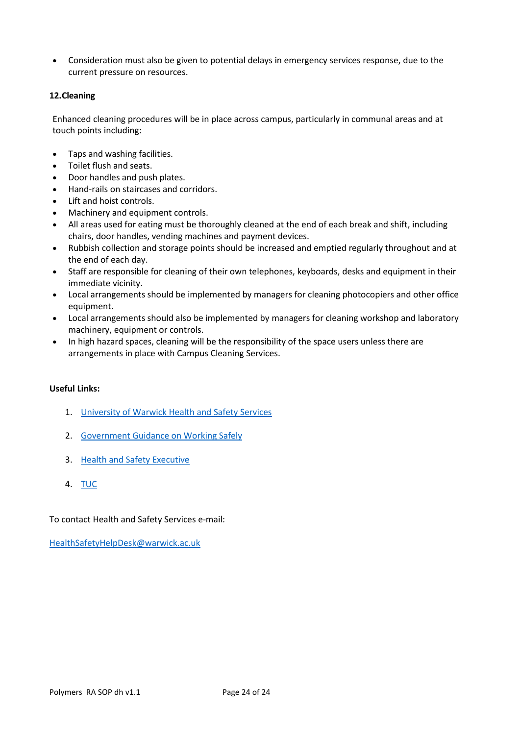- Consideration must also be given to potential delays in emergency services response, due to the current pressure on resources.

**12.Cleaning**

Enhanced cleaning procedures will be in place across campus, particularly in communal areas and at touch points including:

- Taps and washing facilities.
- Toilet flush and seats.
- Door handles and push plates.
- Hand-rails on staircases and corridors.
- Lift and hoist controls.
- Machinery and equipment controls.
- All areas used for eating must be thoroughly cleaned at the end of each break and shift, including chairs, door handles, vending machines and payment devices.
- Rubbish collection and storage points should be increased and emptied regularly throughout and at the end of each day.
- Staff are responsible for cleaning of their own telephones, keyboards, desks and equipment in their immediate vicinity.
- Local arrangements should be implemented by managers for cleaning photocopiers and other office equipment.
- Local arrangements should also be implemented by managers for cleaning workshop and laboratory machinery, equipment or controls.
- In high hazard spaces, cleaning will be the responsibility of the space users unless there are arrangements in place with Campus Cleaning Services.

**Useful Links:**

1. University of Warwick Health and Safety Services
2. Government Guidance on Working Safely
3. Health and Safety Executive
4. TUC

To contact Health and Safety Services e-mail:

HealthSafetyHelpDesk@warwick.ac.uk